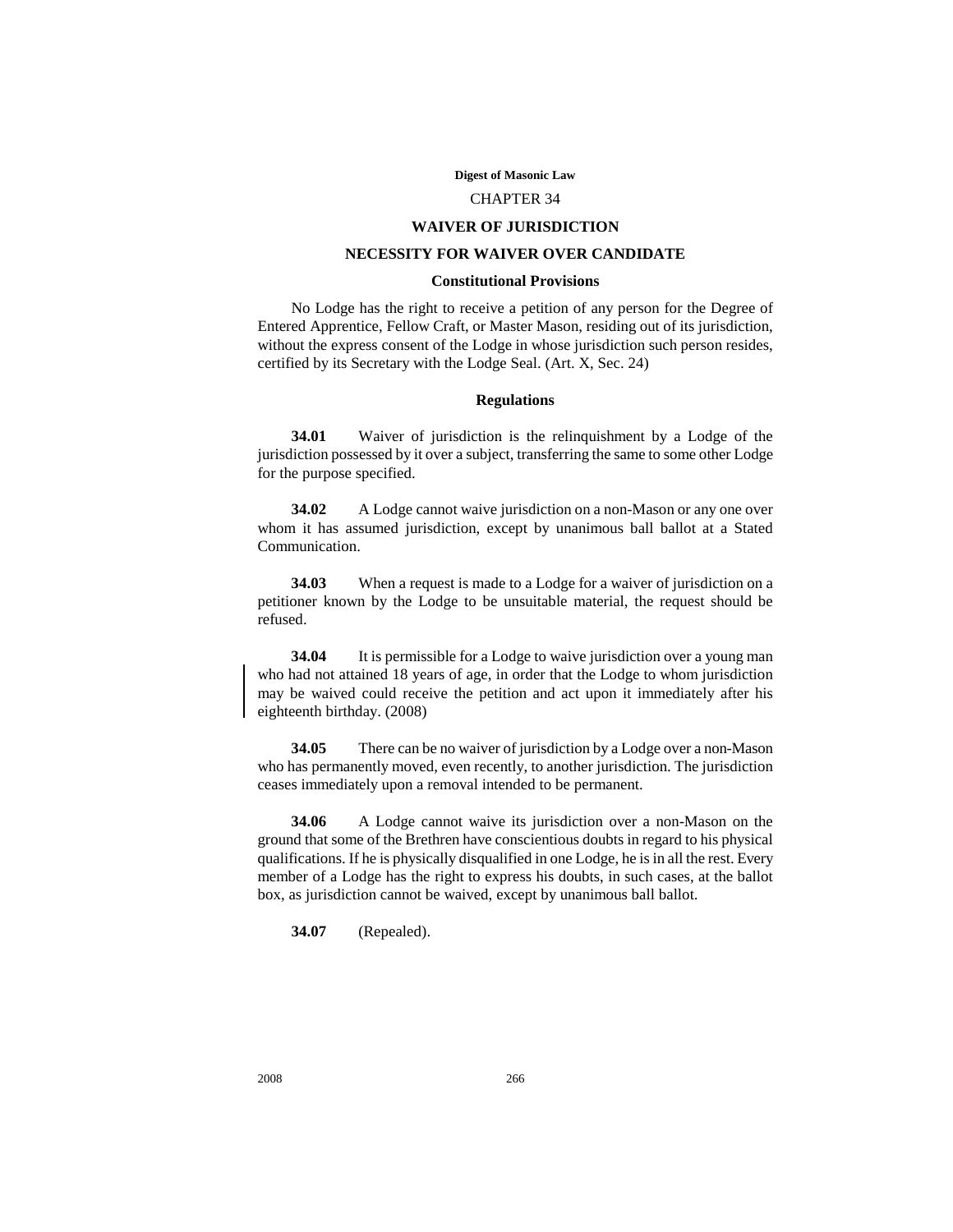# CHAPTER 34

## WAIVER OF JURISDICTION

## NECESSITY FOR WAIVER OVER CANDIDATE

### Constitutional Provisions

No Lodge has the right to receive a petition of any person for the Degree of Entered Apprentice, Fellow Craft, or Master Mason, residing out of its jurisdiction, without the express consent of the Lodge in whose jurisdiction such person resides, certified by its Secretary with the Lodge Seal. (Art. X, Sec. 24)

### Regulations

**34.01** Waiver of jurisdiction is the relinquishment by a Lodge of the jurisdiction possessed by it over a subject, transferring the same to some other Lodge for the purpose specified.

**34.02** A Lodge cannot waive jurisdiction on a non-Mason or any one over whom it has assumed jurisdiction, except by unanimous ball ballot at a Stated Communication.

**34.03** When a request is made to a Lodge for a waiver of jurisdiction on a petitioner known by the Lodge to be unsuitable material, the request should be refused.

**34.04** It is permissible for a Lodge to waive jurisdiction over a young man who had not attained 18 years of age, in order that the Lodge to whom jurisdiction may be waived could receive the petition and act upon it immediately after his eighteenth birthday. (2008)

**34.05** There can be no waiver of jurisdiction by a Lodge over a non-Mason who has permanently moved, even recently, to another jurisdiction. The jurisdiction ceases immediately upon a removal intended to be permanent.

**34.06** A Lodge cannot waive its jurisdiction over a non-Mason on the ground that some of the Brethren have conscientious doubts in regard to his physical qualifications. If he is physically disqualified in one Lodge, he is in all the rest. Every member of a Lodge has the right to express his doubts, in such cases, at the ballot box, as jurisdiction cannot be waived, except by unanimous ball ballot.

**34.07** (Repealed).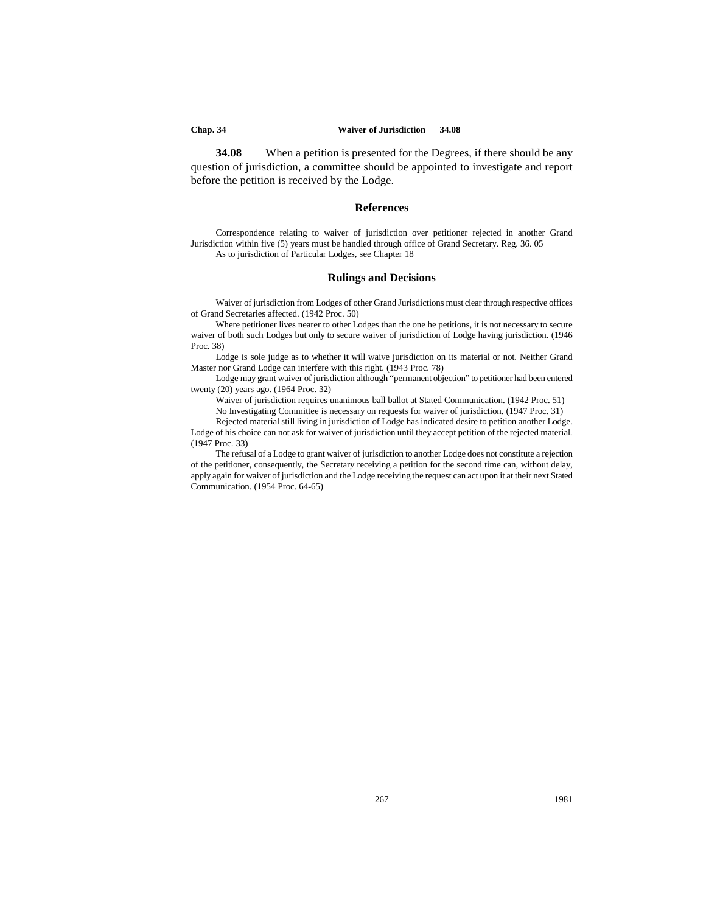**34.08** When a petition is presented for the Degrees, if there should be any question of jurisdiction, a committee should be appointed to investigate and report before the petition is received by the Lodge.

## References

Correspondence relating to waiver of jurisdiction over petitioner rejected in another Grand Jurisdiction within five (5) years must be handled through office of Grand Secretary. Reg. 36. 05

As to jurisdiction of Particular Lodges, see Chapter 18

## Rulings and Decisions

Waiver of jurisdiction from Lodges of other Grand Jurisdictions must clear through respective offices of Grand Secretaries affected. (1942 Proc. 50)

Where petitioner lives nearer to other Lodges than the one he petitions, it is not necessary to secure waiver of both such Lodges but only to secure waiver of jurisdiction of Lodge having jurisdiction. (1946 Proc. 38)

Lodge is sole judge as to whether it will waive jurisdiction on its material or not. Neither Grand Master nor Grand Lodge can interfere with this right. (1943 Proc. 78)

Lodge may grant waiver of jurisdiction although "permanent objection" to petitioner had been entered twenty (20) years ago. (1964 Proc. 32)

Waiver of jurisdiction requires unanimous ball ballot at Stated Communication. (1942 Proc. 51)

No Investigating Committee is necessary on requests for waiver of jurisdiction. (1947 Proc. 31)

Rejected material still living in jurisdiction of Lodge has indicated desire to petition another Lodge. Lodge of his choice can not ask for waiver of jurisdiction until they accept petition of the rejected material. (1947 Proc. 33)

The refusal of a Lodge to grant waiver of jurisdiction to another Lodge does not constitute a rejection of the petitioner, consequently, the Secretary receiving a petition for the second time can, without delay, apply again for waiver of jurisdiction and the Lodge receiving the request can act upon it at their next Stated Communication. (1954 Proc. 64-65)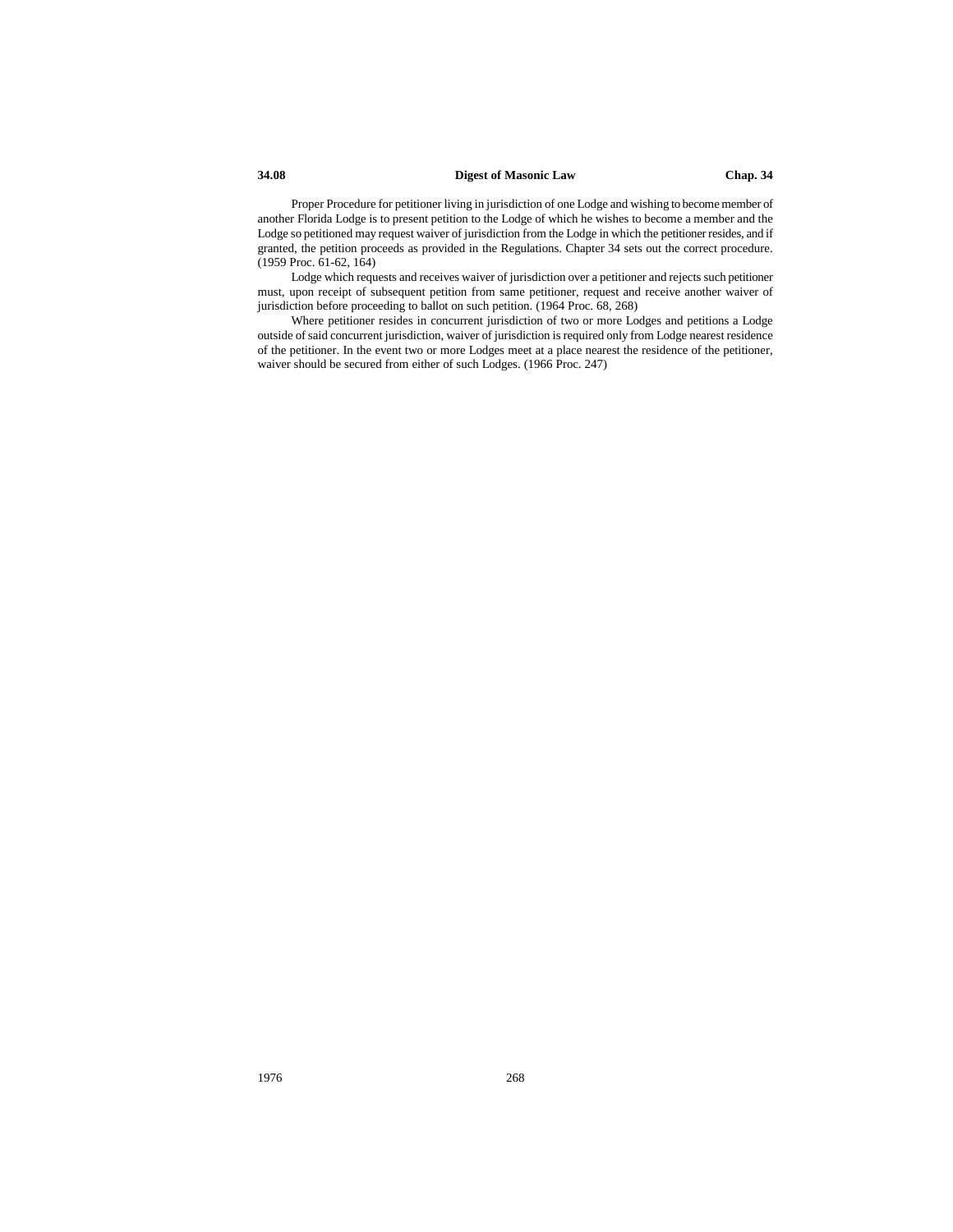Proper Procedure for petitioner living in jurisdiction of one Lodge and wishing to become member of another Florida Lodge is to present petition to the Lodge of which he wishes to become a member and the Lodge so petitioned may request waiver of jurisdiction from the Lodge in which the petitioner resides, and if granted, the petition proceeds as provided in the Regulations. Chapter 34 sets out the correct procedure. (1959 Proc. 61-62, 164)

Lodge which requests and receives waiver of jurisdiction over a petitioner and rejects such petitioner must, upon receipt of subsequent petition from same petitioner, request and receive another waiver of jurisdiction before proceeding to ballot on such petition. (1964 Proc. 68, 268)

Where petitioner resides in concurrent jurisdiction of two or more Lodges and petitions a Lodge outside of said concurrent jurisdiction, waiver of jurisdiction is required only from Lodge nearest residence of the petitioner. In the event two or more Lodges meet at a place nearest the residence of the petitioner, waiver should be secured from either of such Lodges. (1966 Proc. 247)